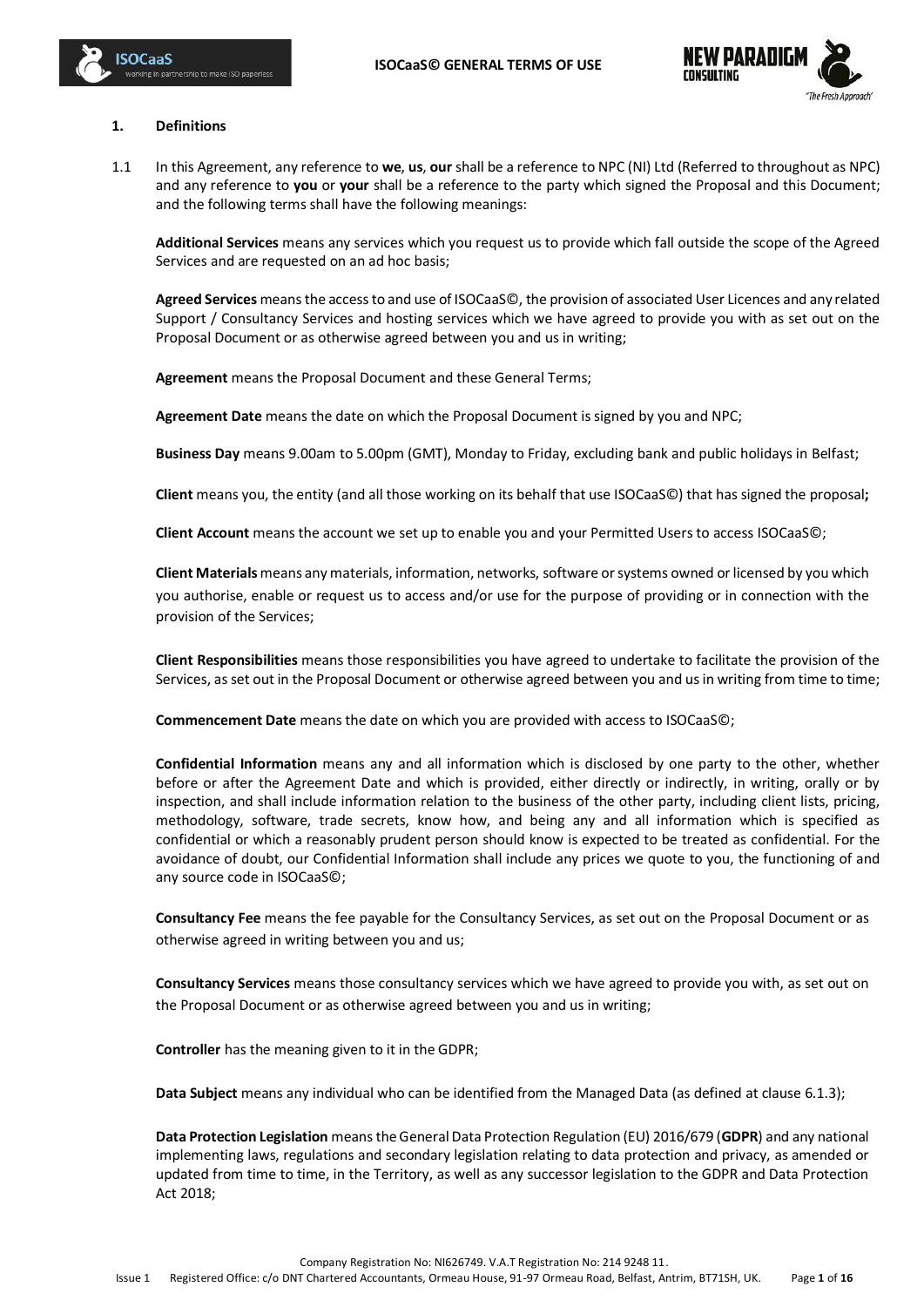## 1. Definitions

1.1 In this Agreement, any reference to **we**, **us**, **our** shall be a reference to NPC (NI) Ltd (Referred to throughout as NPC) and any reference to **you** or **your** shall be a reference to the party which signed the Proposal and this Document; and the following terms shall have the following meanings:

**Additional Services** means any services which you request us to provide which fall outside the scope of the Agreed Services and are requested on an ad hoc basis;

**Agreed Services** means the access to and use of ISOCaaS©, the provision of associated User Licences and any related Support / Consultancy Services and hosting services which we have agreed to provide you with as set out on the Proposal Document or as otherwise agreed between you and us in writing;

**Agreement** means the Proposal Document and these General Terms;

**Agreement Date** means the date on which the Proposal Document is signed by you and NPC;

**Business Day** means 9.00am to 5.00pm (GMT), Monday to Friday, excluding bank and public holidays in Belfast;

**Client** means you, the entity (and all those working on its behalf that use ISOCaaS©) that has signed the proposal**;**

**Client Account** means the account we set up to enable you and your Permitted Users to access ISOCaaS©;

**Client Materials** means any materials, information, networks, software or systems owned or licensed by you which you authorise, enable or request us to access and/or use for the purpose of providing or in connection with the provision of the Services;

**Client Responsibilities** means those responsibilities you have agreed to undertake to facilitate the provision of the Services, as set out in the Proposal Document or otherwise agreed between you and us in writing from time to time;

**Commencement Date** means the date on which you are provided with access to ISOCaaS©;

**Confidential Information** means any and all information which is disclosed by one party to the other, whether before or after the Agreement Date and which is provided, either directly or indirectly, in writing, orally or by inspection, and shall include information relation to the business of the other party, including client lists, pricing, methodology, software, trade secrets, know how, and being any and all information which is specified as confidential or which a reasonably prudent person should know is expected to be treated as confidential. For the avoidance of doubt, our Confidential Information shall include any prices we quote to you, the functioning of and any source code in ISOCaaS©;

**Consultancy Fee** means the fee payable for the Consultancy Services, as set out on the Proposal Document or as otherwise agreed in writing between you and us;

**Consultancy Services** means those consultancy services which we have agreed to provide you with, as set out on the Proposal Document or as otherwise agreed between you and us in writing;

**Controller** has the meaning given to it in the GDPR;

**Data Subject** means any individual who can be identified from the Managed Data (as defined at clause 6.1.3);

**Data Protection Legislation** means the General Data Protection Regulation (EU) 2016/679 (**GDPR**) and any national implementing laws, regulations and secondary legislation relating to data protection and privacy, as amended or updated from time to time, in the Territory, as well as any successor legislation to the GDPR and Data Protection Act 2018;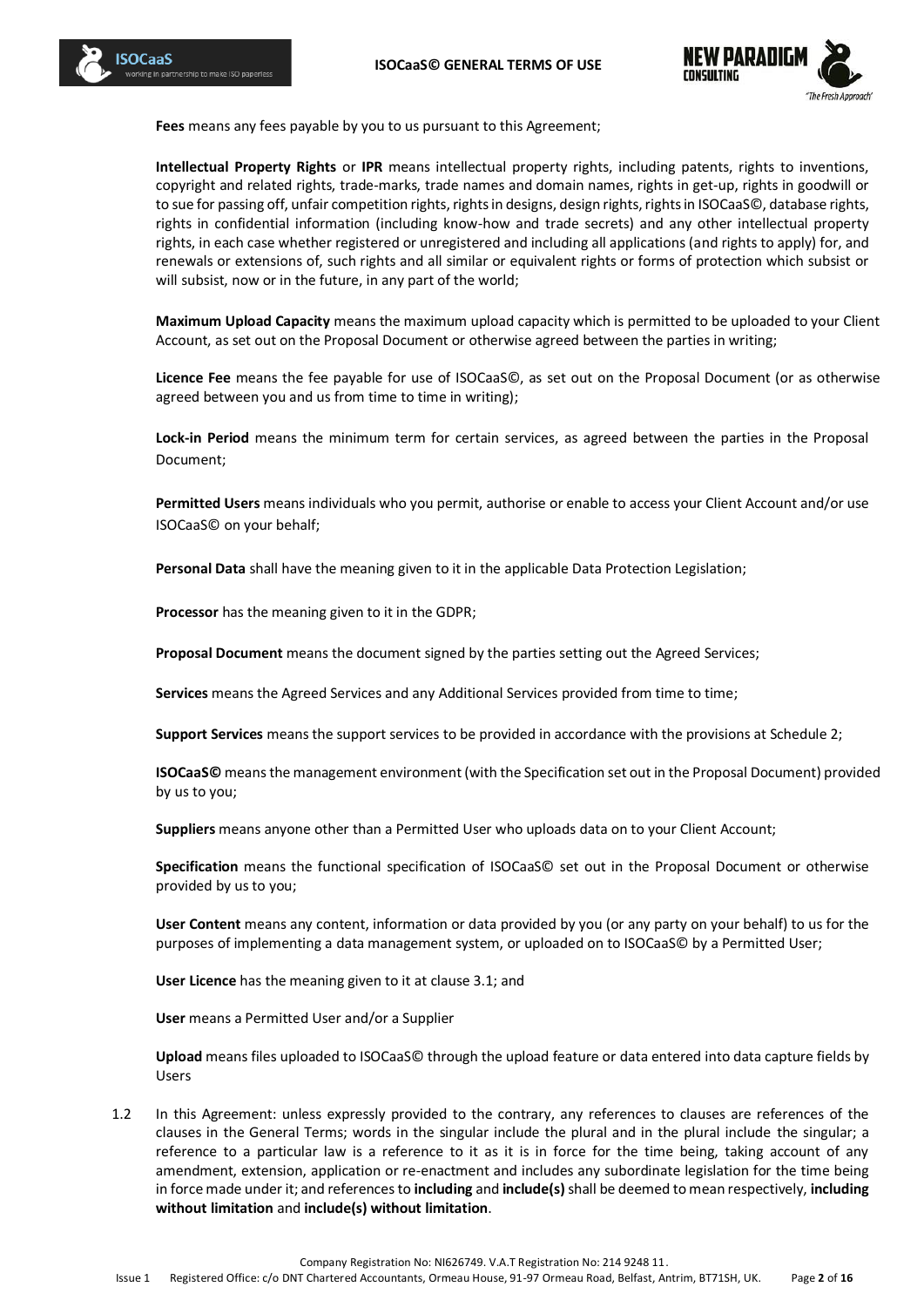**Fees** means any fees payable by you to us pursuant to this Agreement;

**Intellectual Property Rights** or **IPR** means intellectual property rights, including patents, rights to inventions, copyright and related rights, trade-marks, trade names and domain names, rights in get-up, rights in goodwill or to sue for passing off, unfair competition rights, rights in designs, design rights, rights in ISOCaaS©, database rights, rights in confidential information (including know-how and trade secrets) and any other intellectual property rights, in each case whether registered or unregistered and including all applications (and rights to apply) for, and renewals or extensions of, such rights and all similar or equivalent rights or forms of protection which subsist or will subsist, now or in the future, in any part of the world;

**Maximum Upload Capacity** means the maximum upload capacity which is permitted to be uploaded to your Client Account, as set out on the Proposal Document or otherwise agreed between the parties in writing;

**Licence Fee** means the fee payable for use of ISOCaaS©, as set out on the Proposal Document (or as otherwise agreed between you and us from time to time in writing);

**Lock-in Period** means the minimum term for certain services, as agreed between the parties in the Proposal Document;

**Permitted Users** means individuals who you permit, authorise or enable to access your Client Account and/or use ISOCaaS© on your behalf;

**Personal Data** shall have the meaning given to it in the applicable Data Protection Legislation;

**Processor** has the meaning given to it in the GDPR;

**Proposal Document** means the document signed by the parties setting out the Agreed Services;

**Services** means the Agreed Services and any Additional Services provided from time to time;

**Support Services** means the support services to be provided in accordance with the provisions at Schedule 2;

**ISOCaaS©** means the management environment (with the Specification set out in the Proposal Document) provided by us to you;

**Suppliers** means anyone other than a Permitted User who uploads data on to your Client Account;

**Specification** means the functional specification of ISOCaaS© set out in the Proposal Document or otherwise provided by us to you;

**User Content** means any content, information or data provided by you (or any party on your behalf) to us for the purposes of implementing a data management system, or uploaded on to ISOCaaS© by a Permitted User;

**User Licence** has the meaning given to it at clause 3.1; and

**User** means a Permitted User and/or a Supplier

**Upload** means files uploaded to ISOCaaS© through the upload feature or data entered into data capture fields by Users

1.2 In this Agreement: unless expressly provided to the contrary, any references to clauses are references of the clauses in the General Terms; words in the singular include the plural and in the plural include the singular; a reference to a particular law is a reference to it as it is in force for the time being, taking account of any amendment, extension, application or re-enactment and includes any subordinate legislation for the time being in force made under it; and references to **including** and **include(s)** shall be deemed to mean respectively, **including without limitation** and **include(s) without limitation**.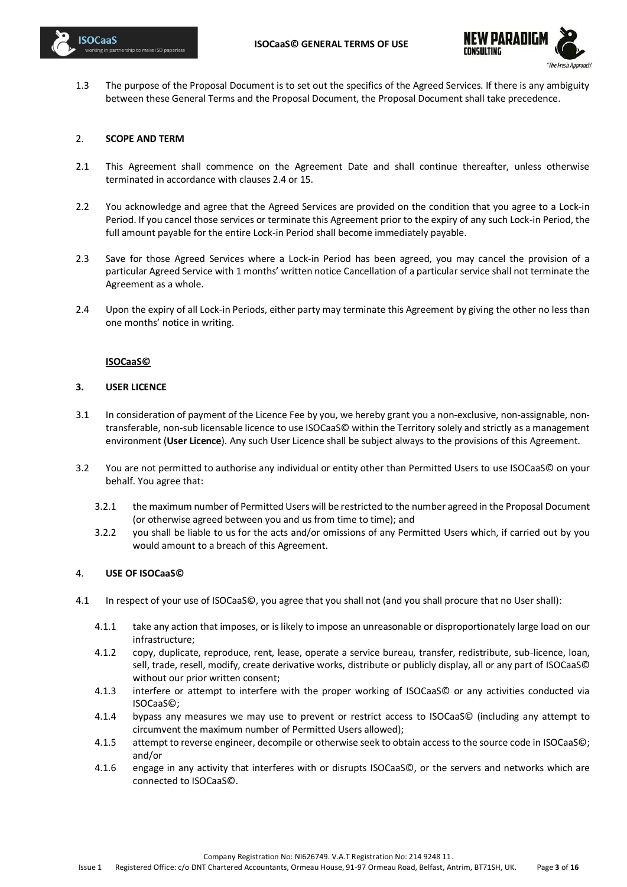1.3 The purpose of the Proposal Document is to set out the specifics of the Agreed Services. If there is any ambiguity between these General Terms and the Proposal Document, the Proposal Document shall take precedence.

## 2. SCOPE AND TERM

2.1 This Agreement shall commence on the Agreement Date and shall continue thereafter, unless otherwise terminated in accordance with clauses 2.4 or 15.

2.2 You acknowledge and agree that the Agreed Services are provided on the condition that you agree to a Lock-in Period. If you cancel those services or terminate this Agreement prior to the expiry of any such Lock-in Period, the full amount payable for the entire Lock-in Period shall become immediately payable.

2.3 Save for those Agreed Services where a Lock-in Period has been agreed, you may cancel the provision of a particular Agreed Service with 1 months' written notice Cancellation of a particular service shall not terminate the Agreement as a whole.

2.4 Upon the expiry of all Lock-in Periods, either party may terminate this Agreement by giving the other no less than one months' notice in writing.

**ISOCaaS©**

## 3. USER LICENCE

3.1 In consideration of payment of the Licence Fee by you, we hereby grant you a non-exclusive, non-assignable, non-transferable, non-sub licensable licence to use ISOCaaS© within the Territory solely and strictly as a management environment (**User Licence**). Any such User Licence shall be subject always to the provisions of this Agreement.

3.2 You are not permitted to authorise any individual or entity other than Permitted Users to use ISOCaaS© on your behalf. You agree that:

- 3.2.1 the maximum number of Permitted Users will be restricted to the number agreed in the Proposal Document (or otherwise agreed between you and us from time to time); and
- 3.2.2 you shall be liable to us for the acts and/or omissions of any Permitted Users which, if carried out by you would amount to a breach of this Agreement.

## 4. USE OF ISOCaaS©

4.1 In respect of your use of ISOCaaS©, you agree that you shall not (and you shall procure that no User shall):

- 4.1.1 take any action that imposes, or is likely to impose an unreasonable or disproportionately large load on our infrastructure;
- 4.1.2 copy, duplicate, reproduce, rent, lease, operate a service bureau, transfer, redistribute, sub-licence, loan, sell, trade, resell, modify, create derivative works, distribute or publicly display, all or any part of ISOCaaS© without our prior written consent;
- 4.1.3 interfere or attempt to interfere with the proper working of ISOCaaS© or any activities conducted via ISOCaaS©;
- 4.1.4 bypass any measures we may use to prevent or restrict access to ISOCaaS© (including any attempt to circumvent the maximum number of Permitted Users allowed);
- 4.1.5 attempt to reverse engineer, decompile or otherwise seek to obtain access to the source code in ISOCaaS©; and/or
- 4.1.6 engage in any activity that interferes with or disrupts ISOCaaS©, or the servers and networks which are connected to ISOCaaS©.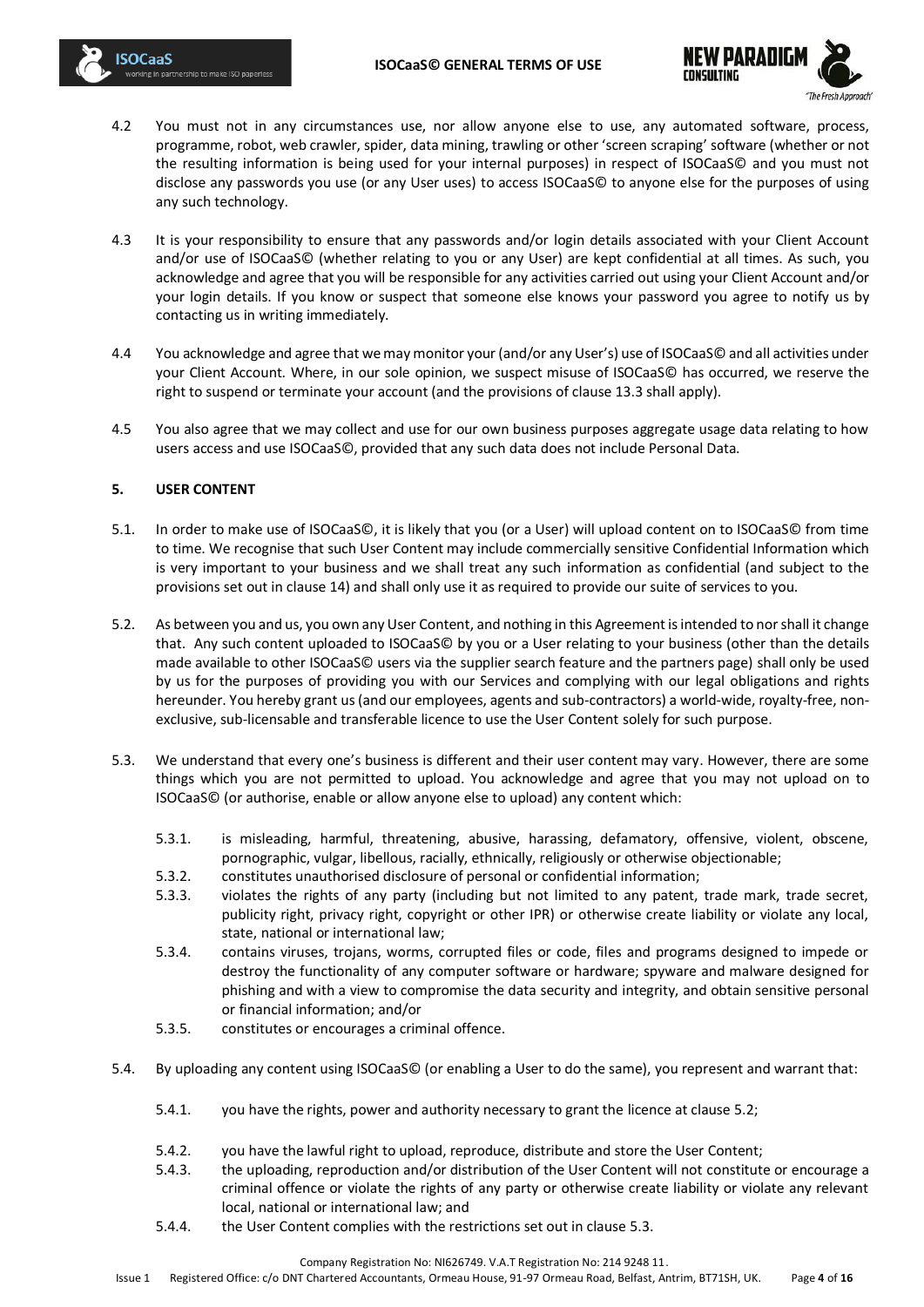4.2 You must not in any circumstances use, nor allow anyone else to use, any automated software, process, programme, robot, web crawler, spider, data mining, trawling or other 'screen scraping' software (whether or not the resulting information is being used for your internal purposes) in respect of ISOCaaS© and you must not disclose any passwords you use (or any User uses) to access ISOCaaS© to anyone else for the purposes of using any such technology.

4.3 It is your responsibility to ensure that any passwords and/or login details associated with your Client Account and/or use of ISOCaaS© (whether relating to you or any User) are kept confidential at all times. As such, you acknowledge and agree that you will be responsible for any activities carried out using your Client Account and/or your login details. If you know or suspect that someone else knows your password you agree to notify us by contacting us in writing immediately.

4.4 You acknowledge and agree that we may monitor your (and/or any User's) use of ISOCaaS© and all activities under your Client Account. Where, in our sole opinion, we suspect misuse of ISOCaaS© has occurred, we reserve the right to suspend or terminate your account (and the provisions of clause 13.3 shall apply).

4.5 You also agree that we may collect and use for our own business purposes aggregate usage data relating to how users access and use ISOCaaS©, provided that any such data does not include Personal Data.

## 5. USER CONTENT

5.1. In order to make use of ISOCaaS©, it is likely that you (or a User) will upload content on to ISOCaaS© from time to time. We recognise that such User Content may include commercially sensitive Confidential Information which is very important to your business and we shall treat any such information as confidential (and subject to the provisions set out in clause 14) and shall only use it as required to provide our suite of services to you.

5.2. As between you and us, you own any User Content, and nothing in this Agreement is intended to nor shall it change that. Any such content uploaded to ISOCaaS© by you or a User relating to your business (other than the details made available to other ISOCaaS© users via the supplier search feature and the partners page) shall only be used by us for the purposes of providing you with our Services and complying with our legal obligations and rights hereunder. You hereby grant us (and our employees, agents and sub-contractors) a world-wide, royalty-free, non-exclusive, sub-licensable and transferable licence to use the User Content solely for such purpose.

5.3. We understand that every one's business is different and their user content may vary. However, there are some things which you are not permitted to upload. You acknowledge and agree that you may not upload on to ISOCaaS© (or authorise, enable or allow anyone else to upload) any content which:

- 5.3.1. is misleading, harmful, threatening, abusive, harassing, defamatory, offensive, violent, obscene, pornographic, vulgar, libellous, racially, ethnically, religiously or otherwise objectionable;
- 5.3.2. constitutes unauthorised disclosure of personal or confidential information;
- 5.3.3. violates the rights of any party (including but not limited to any patent, trade mark, trade secret, publicity right, privacy right, copyright or other IPR) or otherwise create liability or violate any local, state, national or international law;
- 5.3.4. contains viruses, trojans, worms, corrupted files or code, files and programs designed to impede or destroy the functionality of any computer software or hardware; spyware and malware designed for phishing and with a view to compromise the data security and integrity, and obtain sensitive personal or financial information; and/or
- 5.3.5. constitutes or encourages a criminal offence.

5.4. By uploading any content using ISOCaaS© (or enabling a User to do the same), you represent and warrant that:

- 5.4.1. you have the rights, power and authority necessary to grant the licence at clause 5.2;
- 5.4.2. you have the lawful right to upload, reproduce, distribute and store the User Content;
- 5.4.3. the uploading, reproduction and/or distribution of the User Content will not constitute or encourage a criminal offence or violate the rights of any party or otherwise create liability or violate any relevant local, national or international law; and
- 5.4.4. the User Content complies with the restrictions set out in clause 5.3.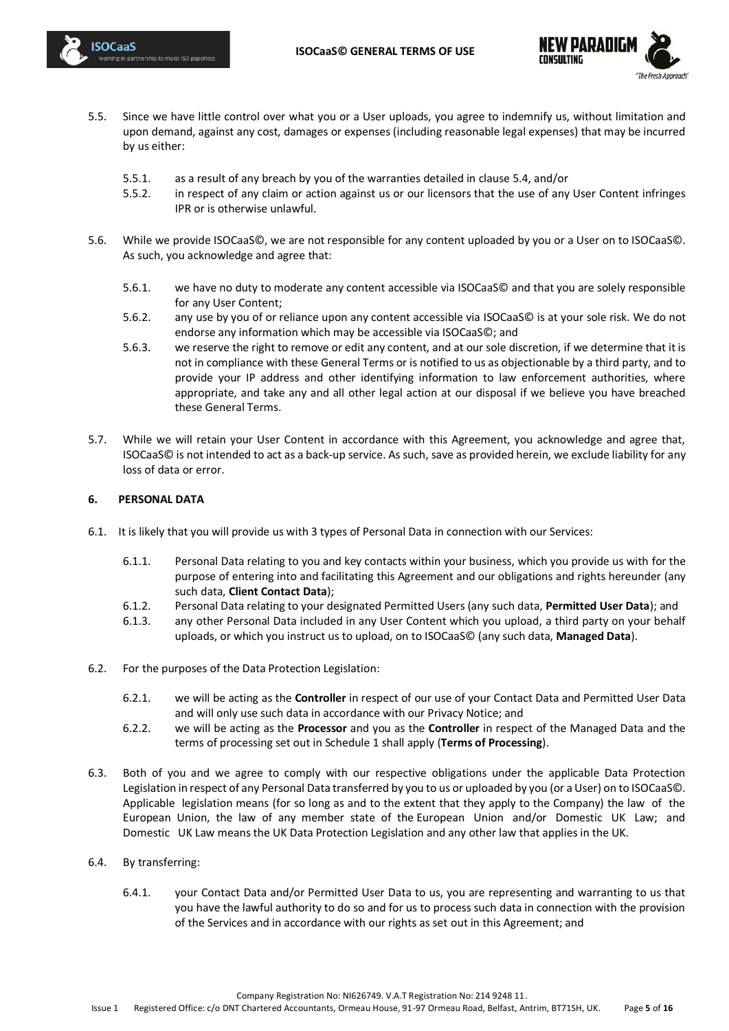5.5. Since we have little control over what you or a User uploads, you agree to indemnify us, without limitation and upon demand, against any cost, damages or expenses (including reasonable legal expenses) that may be incurred by us either:

5.5.1. as a result of any breach by you of the warranties detailed in clause 5.4, and/or

5.5.2. in respect of any claim or action against us or our licensors that the use of any User Content infringes IPR or is otherwise unlawful.

5.6. While we provide ISOCaaS©, we are not responsible for any content uploaded by you or a User on to ISOCaaS©. As such, you acknowledge and agree that:

5.6.1. we have no duty to moderate any content accessible via ISOCaaS© and that you are solely responsible for any User Content;

5.6.2. any use by you of or reliance upon any content accessible via ISOCaaS© is at your sole risk. We do not endorse any information which may be accessible via ISOCaaS©; and

5.6.3. we reserve the right to remove or edit any content, and at our sole discretion, if we determine that it is not in compliance with these General Terms or is notified to us as objectionable by a third party, and to provide your IP address and other identifying information to law enforcement authorities, where appropriate, and take any and all other legal action at our disposal if we believe you have breached these General Terms.

5.7. While we will retain your User Content in accordance with this Agreement, you acknowledge and agree that, ISOCaaS© is not intended to act as a back-up service. As such, save as provided herein, we exclude liability for any loss of data or error.

## 6. PERSONAL DATA

6.1. It is likely that you will provide us with 3 types of Personal Data in connection with our Services:

6.1.1. Personal Data relating to you and key contacts within your business, which you provide us with for the purpose of entering into and facilitating this Agreement and our obligations and rights hereunder (any such data, **Client Contact Data**);

6.1.2. Personal Data relating to your designated Permitted Users (any such data, **Permitted User Data**); and

6.1.3. any other Personal Data included in any User Content which you upload, a third party on your behalf uploads, or which you instruct us to upload, on to ISOCaaS© (any such data, **Managed Data**).

6.2. For the purposes of the Data Protection Legislation:

6.2.1. we will be acting as the **Controller** in respect of our use of your Contact Data and Permitted User Data and will only use such data in accordance with our Privacy Notice; and

6.2.2. we will be acting as the **Processor** and you as the **Controller** in respect of the Managed Data and the terms of processing set out in Schedule 1 shall apply (**Terms of Processing**).

6.3. Both of you and we agree to comply with our respective obligations under the applicable Data Protection Legislation in respect of any Personal Data transferred by you to us or uploaded by you (or a User) on to ISOCaaS©. Applicable legislation means (for so long as and to the extent that they apply to the Company) the law of the European Union, the law of any member state of the European Union and/or Domestic UK Law; and Domestic UK Law means the UK Data Protection Legislation and any other law that applies in the UK.

6.4. By transferring:

6.4.1. your Contact Data and/or Permitted User Data to us, you are representing and warranting to us that you have the lawful authority to do so and for us to process such data in connection with the provision of the Services and in accordance with our rights as set out in this Agreement; and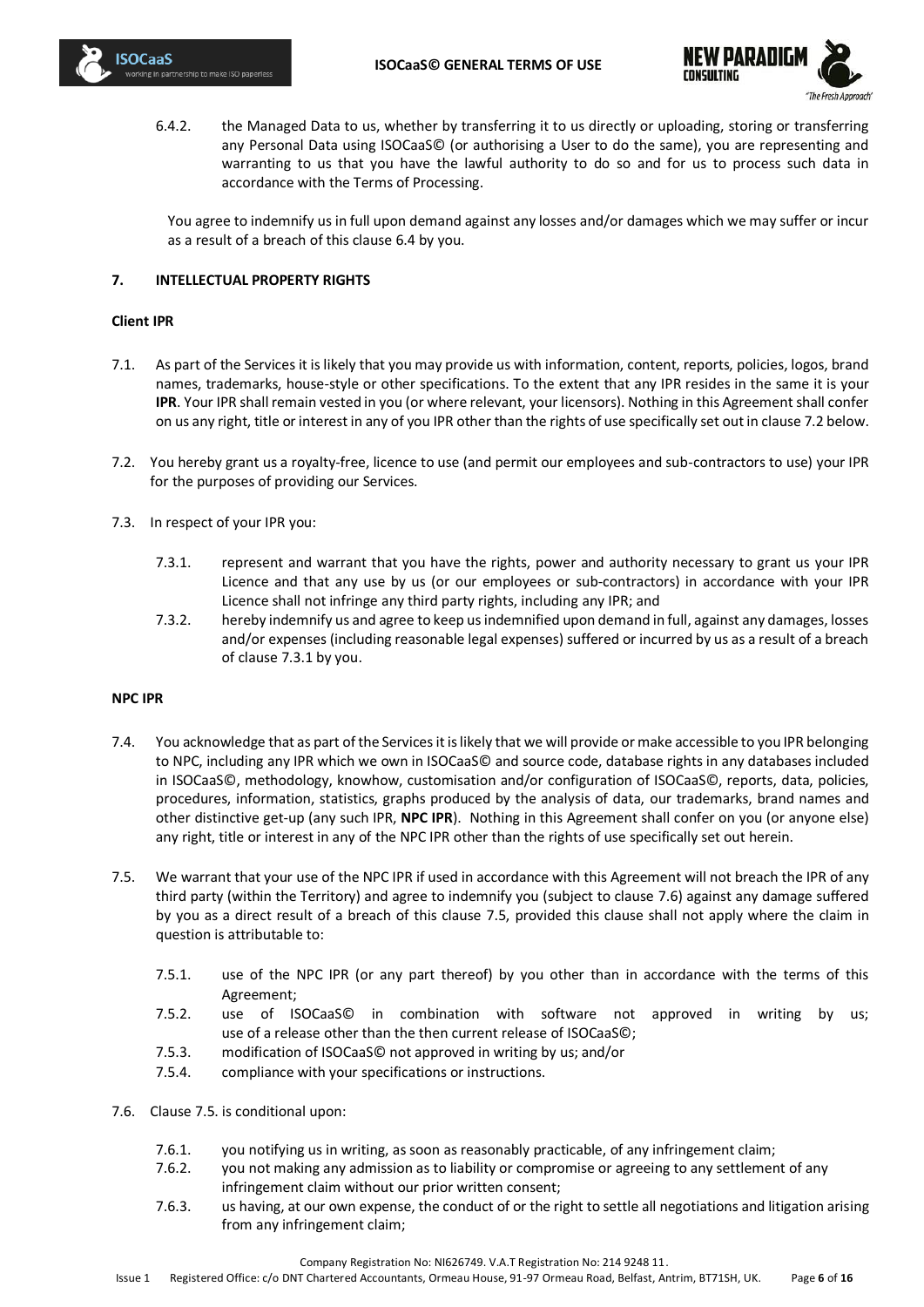6.4.2. the Managed Data to us, whether by transferring it to us directly or uploading, storing or transferring any Personal Data using ISOCaaS© (or authorising a User to do the same), you are representing and warranting to us that you have the lawful authority to do so and for us to process such data in accordance with the Terms of Processing.

You agree to indemnify us in full upon demand against any losses and/or damages which we may suffer or incur as a result of a breach of this clause 6.4 by you.

## 7. INTELLECTUAL PROPERTY RIGHTS

**Client IPR**

7.1. As part of the Services it is likely that you may provide us with information, content, reports, policies, logos, brand names, trademarks, house-style or other specifications. To the extent that any IPR resides in the same it is your **IPR**. Your IPR shall remain vested in you (or where relevant, your licensors). Nothing in this Agreement shall confer on us any right, title or interest in any of you IPR other than the rights of use specifically set out in clause 7.2 below.

7.2. You hereby grant us a royalty-free, licence to use (and permit our employees and sub-contractors to use) your IPR for the purposes of providing our Services.

7.3. In respect of your IPR you:

7.3.1. represent and warrant that you have the rights, power and authority necessary to grant us your IPR Licence and that any use by us (or our employees or sub-contractors) in accordance with your IPR Licence shall not infringe any third party rights, including any IPR; and

7.3.2. hereby indemnify us and agree to keep us indemnified upon demand in full, against any damages, losses and/or expenses (including reasonable legal expenses) suffered or incurred by us as a result of a breach of clause 7.3.1 by you.

**NPC IPR**

7.4. You acknowledge that as part of the Services it is likely that we will provide or make accessible to you IPR belonging to NPC, including any IPR which we own in ISOCaaS© and source code, database rights in any databases included in ISOCaaS©, methodology, knowhow, customisation and/or configuration of ISOCaaS©, reports, data, policies, procedures, information, statistics, graphs produced by the analysis of data, our trademarks, brand names and other distinctive get-up (any such IPR, **NPC IPR**). Nothing in this Agreement shall confer on you (or anyone else) any right, title or interest in any of the NPC IPR other than the rights of use specifically set out herein.

7.5. We warrant that your use of the NPC IPR if used in accordance with this Agreement will not breach the IPR of any third party (within the Territory) and agree to indemnify you (subject to clause 7.6) against any damage suffered by you as a direct result of a breach of this clause 7.5, provided this clause shall not apply where the claim in question is attributable to:

7.5.1. use of the NPC IPR (or any part thereof) by you other than in accordance with the terms of this Agreement;

7.5.2. use of ISOCaaS© in combination with software not approved in writing by us; use of a release other than the then current release of ISOCaaS©;

7.5.3. modification of ISOCaaS© not approved in writing by us; and/or

7.5.4. compliance with your specifications or instructions.

7.6. Clause 7.5. is conditional upon:

7.6.1. you notifying us in writing, as soon as reasonably practicable, of any infringement claim;

7.6.2. you not making any admission as to liability or compromise or agreeing to any settlement of any infringement claim without our prior written consent;

7.6.3. us having, at our own expense, the conduct of or the right to settle all negotiations and litigation arising from any infringement claim;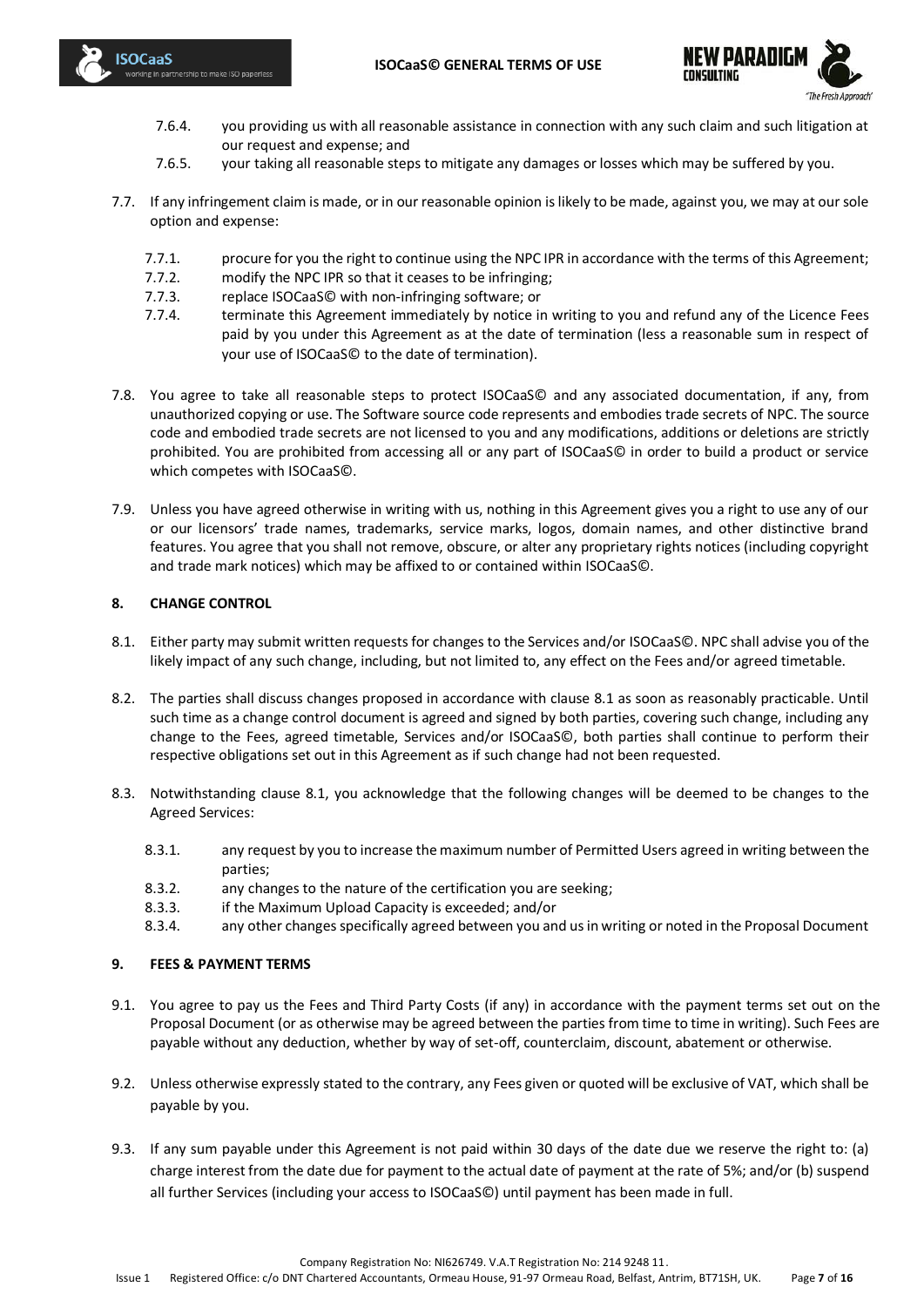7.6.4. you providing us with all reasonable assistance in connection with any such claim and such litigation at our request and expense; and

7.6.5. your taking all reasonable steps to mitigate any damages or losses which may be suffered by you.

7.7. If any infringement claim is made, or in our reasonable opinion is likely to be made, against you, we may at our sole option and expense:

7.7.1. procure for you the right to continue using the NPC IPR in accordance with the terms of this Agreement;

7.7.2. modify the NPC IPR so that it ceases to be infringing;

7.7.3. replace ISOCaaS© with non-infringing software; or

7.7.4. terminate this Agreement immediately by notice in writing to you and refund any of the Licence Fees paid by you under this Agreement as at the date of termination (less a reasonable sum in respect of your use of ISOCaaS© to the date of termination).

7.8. You agree to take all reasonable steps to protect ISOCaaS© and any associated documentation, if any, from unauthorized copying or use. The Software source code represents and embodies trade secrets of NPC. The source code and embodied trade secrets are not licensed to you and any modifications, additions or deletions are strictly prohibited. You are prohibited from accessing all or any part of ISOCaaS© in order to build a product or service which competes with ISOCaaS©.

7.9. Unless you have agreed otherwise in writing with us, nothing in this Agreement gives you a right to use any of our or our licensors' trade names, trademarks, service marks, logos, domain names, and other distinctive brand features. You agree that you shall not remove, obscure, or alter any proprietary rights notices (including copyright and trade mark notices) which may be affixed to or contained within ISOCaaS©.

## 8. CHANGE CONTROL

8.1. Either party may submit written requests for changes to the Services and/or ISOCaaS©. NPC shall advise you of the likely impact of any such change, including, but not limited to, any effect on the Fees and/or agreed timetable.

8.2. The parties shall discuss changes proposed in accordance with clause 8.1 as soon as reasonably practicable. Until such time as a change control document is agreed and signed by both parties, covering such change, including any change to the Fees, agreed timetable, Services and/or ISOCaaS©, both parties shall continue to perform their respective obligations set out in this Agreement as if such change had not been requested.

8.3. Notwithstanding clause 8.1, you acknowledge that the following changes will be deemed to be changes to the Agreed Services:

8.3.1. any request by you to increase the maximum number of Permitted Users agreed in writing between the parties;

8.3.2. any changes to the nature of the certification you are seeking;

8.3.3. if the Maximum Upload Capacity is exceeded; and/or

8.3.4. any other changes specifically agreed between you and us in writing or noted in the Proposal Document

## 9. FEES & PAYMENT TERMS

9.1. You agree to pay us the Fees and Third Party Costs (if any) in accordance with the payment terms set out on the Proposal Document (or as otherwise may be agreed between the parties from time to time in writing). Such Fees are payable without any deduction, whether by way of set-off, counterclaim, discount, abatement or otherwise.

9.2. Unless otherwise expressly stated to the contrary, any Fees given or quoted will be exclusive of VAT, which shall be payable by you.

9.3. If any sum payable under this Agreement is not paid within 30 days of the date due we reserve the right to: (a) charge interest from the date due for payment to the actual date of payment at the rate of 5%; and/or (b) suspend all further Services (including your access to ISOCaaS©) until payment has been made in full.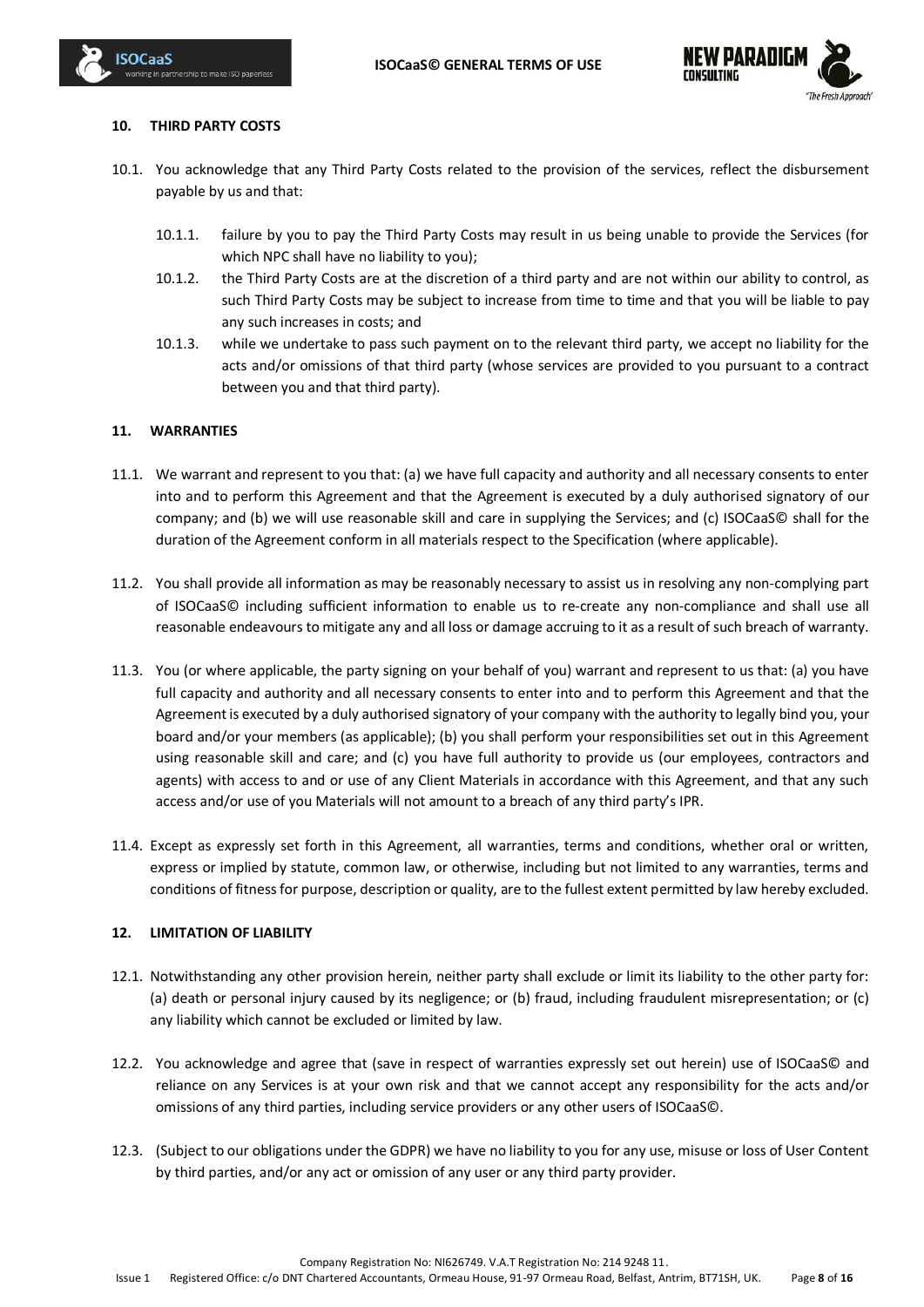## 10. THIRD PARTY COSTS

10.1. You acknowledge that any Third Party Costs related to the provision of the services, reflect the disbursement payable by us and that:

10.1.1. failure by you to pay the Third Party Costs may result in us being unable to provide the Services (for which NPC shall have no liability to you);

10.1.2. the Third Party Costs are at the discretion of a third party and are not within our ability to control, as such Third Party Costs may be subject to increase from time to time and that you will be liable to pay any such increases in costs; and

10.1.3. while we undertake to pass such payment on to the relevant third party, we accept no liability for the acts and/or omissions of that third party (whose services are provided to you pursuant to a contract between you and that third party).

## 11. WARRANTIES

11.1. We warrant and represent to you that: (a) we have full capacity and authority and all necessary consents to enter into and to perform this Agreement and that the Agreement is executed by a duly authorised signatory of our company; and (b) we will use reasonable skill and care in supplying the Services; and (c) ISOCaaS© shall for the duration of the Agreement conform in all materials respect to the Specification (where applicable).

11.2. You shall provide all information as may be reasonably necessary to assist us in resolving any non-complying part of ISOCaaS© including sufficient information to enable us to re-create any non-compliance and shall use all reasonable endeavours to mitigate any and all loss or damage accruing to it as a result of such breach of warranty.

11.3. You (or where applicable, the party signing on your behalf of you) warrant and represent to us that: (a) you have full capacity and authority and all necessary consents to enter into and to perform this Agreement and that the Agreement is executed by a duly authorised signatory of your company with the authority to legally bind you, your board and/or your members (as applicable); (b) you shall perform your responsibilities set out in this Agreement using reasonable skill and care; and (c) you have full authority to provide us (our employees, contractors and agents) with access to and or use of any Client Materials in accordance with this Agreement, and that any such access and/or use of you Materials will not amount to a breach of any third party's IPR.

11.4. Except as expressly set forth in this Agreement, all warranties, terms and conditions, whether oral or written, express or implied by statute, common law, or otherwise, including but not limited to any warranties, terms and conditions of fitness for purpose, description or quality, are to the fullest extent permitted by law hereby excluded.

## 12. LIMITATION OF LIABILITY

12.1. Notwithstanding any other provision herein, neither party shall exclude or limit its liability to the other party for: (a) death or personal injury caused by its negligence; or (b) fraud, including fraudulent misrepresentation; or (c) any liability which cannot be excluded or limited by law.

12.2. You acknowledge and agree that (save in respect of warranties expressly set out herein) use of ISOCaaS© and reliance on any Services is at your own risk and that we cannot accept any responsibility for the acts and/or omissions of any third parties, including service providers or any other users of ISOCaaS©.

12.3. (Subject to our obligations under the GDPR) we have no liability to you for any use, misuse or loss of User Content by third parties, and/or any act or omission of any user or any third party provider.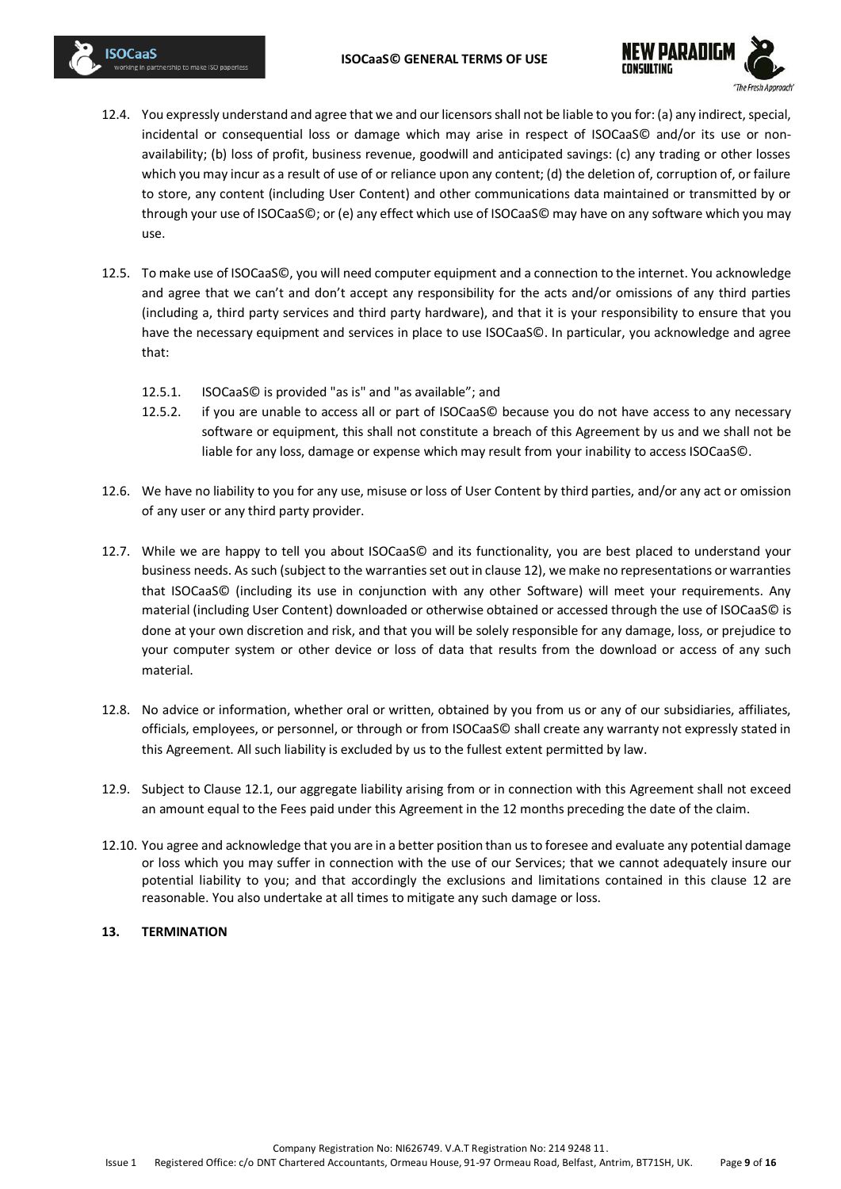12.4. You expressly understand and agree that we and our licensors shall not be liable to you for: (a) any indirect, special, incidental or consequential loss or damage which may arise in respect of ISOCaaS© and/or its use or non-availability; (b) loss of profit, business revenue, goodwill and anticipated savings: (c) any trading or other losses which you may incur as a result of use of or reliance upon any content; (d) the deletion of, corruption of, or failure to store, any content (including User Content) and other communications data maintained or transmitted by or through your use of ISOCaaS©; or (e) any effect which use of ISOCaaS© may have on any software which you may use.

12.5. To make use of ISOCaaS©, you will need computer equipment and a connection to the internet. You acknowledge and agree that we can't and don't accept any responsibility for the acts and/or omissions of any third parties (including a, third party services and third party hardware), and that it is your responsibility to ensure that you have the necessary equipment and services in place to use ISOCaaS©. In particular, you acknowledge and agree that:

12.5.1. ISOCaaS© is provided "as is" and "as available"; and

12.5.2. if you are unable to access all or part of ISOCaaS© because you do not have access to any necessary software or equipment, this shall not constitute a breach of this Agreement by us and we shall not be liable for any loss, damage or expense which may result from your inability to access ISOCaaS©.

12.6. We have no liability to you for any use, misuse or loss of User Content by third parties, and/or any act or omission of any user or any third party provider.

12.7. While we are happy to tell you about ISOCaaS© and its functionality, you are best placed to understand your business needs. As such (subject to the warranties set out in clause 12), we make no representations or warranties that ISOCaaS© (including its use in conjunction with any other Software) will meet your requirements. Any material (including User Content) downloaded or otherwise obtained or accessed through the use of ISOCaaS© is done at your own discretion and risk, and that you will be solely responsible for any damage, loss, or prejudice to your computer system or other device or loss of data that results from the download or access of any such material.

12.8. No advice or information, whether oral or written, obtained by you from us or any of our subsidiaries, affiliates, officials, employees, or personnel, or through or from ISOCaaS© shall create any warranty not expressly stated in this Agreement. All such liability is excluded by us to the fullest extent permitted by law.

12.9. Subject to Clause 12.1, our aggregate liability arising from or in connection with this Agreement shall not exceed an amount equal to the Fees paid under this Agreement in the 12 months preceding the date of the claim.

12.10. You agree and acknowledge that you are in a better position than us to foresee and evaluate any potential damage or loss which you may suffer in connection with the use of our Services; that we cannot adequately insure our potential liability to you; and that accordingly the exclusions and limitations contained in this clause 12 are reasonable. You also undertake at all times to mitigate any such damage or loss.

**13. TERMINATION**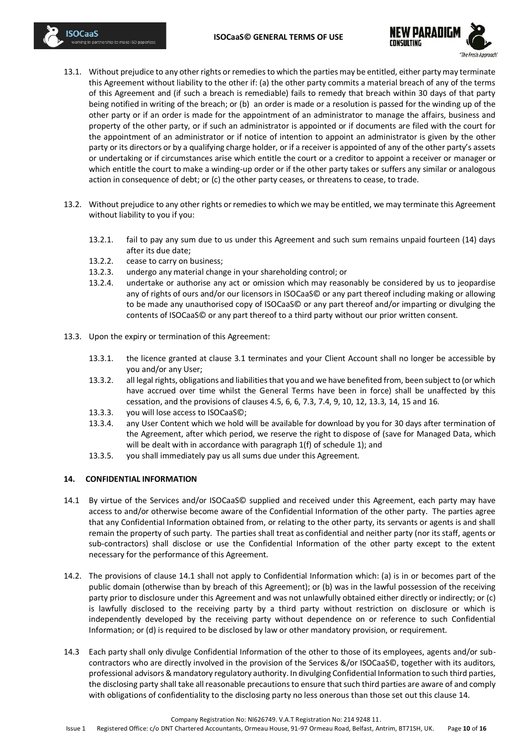13.1. Without prejudice to any other rights or remedies to which the parties may be entitled, either party may terminate this Agreement without liability to the other if: (a) the other party commits a material breach of any of the terms of this Agreement and (if such a breach is remediable) fails to remedy that breach within 30 days of that party being notified in writing of the breach; or (b) an order is made or a resolution is passed for the winding up of the other party or if an order is made for the appointment of an administrator to manage the affairs, business and property of the other party, or if such an administrator is appointed or if documents are filed with the court for the appointment of an administrator or if notice of intention to appoint an administrator is given by the other party or its directors or by a qualifying charge holder, or if a receiver is appointed of any of the other party's assets or undertaking or if circumstances arise which entitle the court or a creditor to appoint a receiver or manager or which entitle the court to make a winding-up order or if the other party takes or suffers any similar or analogous action in consequence of debt; or (c) the other party ceases, or threatens to cease, to trade.

13.2. Without prejudice to any other rights or remedies to which we may be entitled, we may terminate this Agreement without liability to you if you:

13.2.1. fail to pay any sum due to us under this Agreement and such sum remains unpaid fourteen (14) days after its due date;

13.2.2. cease to carry on business;

13.2.3. undergo any material change in your shareholding control; or

13.2.4. undertake or authorise any act or omission which may reasonably be considered by us to jeopardise any of rights of ours and/or our licensors in ISOCaaS© or any part thereof including making or allowing to be made any unauthorised copy of ISOCaaS© or any part thereof and/or imparting or divulging the contents of ISOCaaS© or any part thereof to a third party without our prior written consent.

13.3. Upon the expiry or termination of this Agreement:

13.3.1. the licence granted at clause 3.1 terminates and your Client Account shall no longer be accessible by you and/or any User;

13.3.2. all legal rights, obligations and liabilities that you and we have benefited from, been subject to (or which have accrued over time whilst the General Terms have been in force) shall be unaffected by this cessation, and the provisions of clauses 4.5, 6, 6, 7.3, 7.4, 9, 10, 12, 13.3, 14, 15 and 16.

13.3.3. you will lose access to ISOCaaS©;

13.3.4. any User Content which we hold will be available for download by you for 30 days after termination of the Agreement, after which period, we reserve the right to dispose of (save for Managed Data, which will be dealt with in accordance with paragraph 1(f) of schedule 1); and

13.3.5. you shall immediately pay us all sums due under this Agreement.

## 14. CONFIDENTIAL INFORMATION

14.1 By virtue of the Services and/or ISOCaaS© supplied and received under this Agreement, each party may have access to and/or otherwise become aware of the Confidential Information of the other party. The parties agree that any Confidential Information obtained from, or relating to the other party, its servants or agents is and shall remain the property of such party. The parties shall treat as confidential and neither party (nor its staff, agents or sub-contractors) shall disclose or use the Confidential Information of the other party except to the extent necessary for the performance of this Agreement.

14.2. The provisions of clause 14.1 shall not apply to Confidential Information which: (a) is in or becomes part of the public domain (otherwise than by breach of this Agreement); or (b) was in the lawful possession of the receiving party prior to disclosure under this Agreement and was not unlawfully obtained either directly or indirectly; or (c) is lawfully disclosed to the receiving party by a third party without restriction on disclosure or which is independently developed by the receiving party without dependence on or reference to such Confidential Information; or (d) is required to be disclosed by law or other mandatory provision, or requirement.

14.3 Each party shall only divulge Confidential Information of the other to those of its employees, agents and/or sub-contractors who are directly involved in the provision of the Services &/or ISOCaaS©, together with its auditors, professional advisors & mandatory regulatory authority. In divulging Confidential Information to such third parties, the disclosing party shall take all reasonable precautions to ensure that such third parties are aware of and comply with obligations of confidentiality to the disclosing party no less onerous than those set out this clause 14.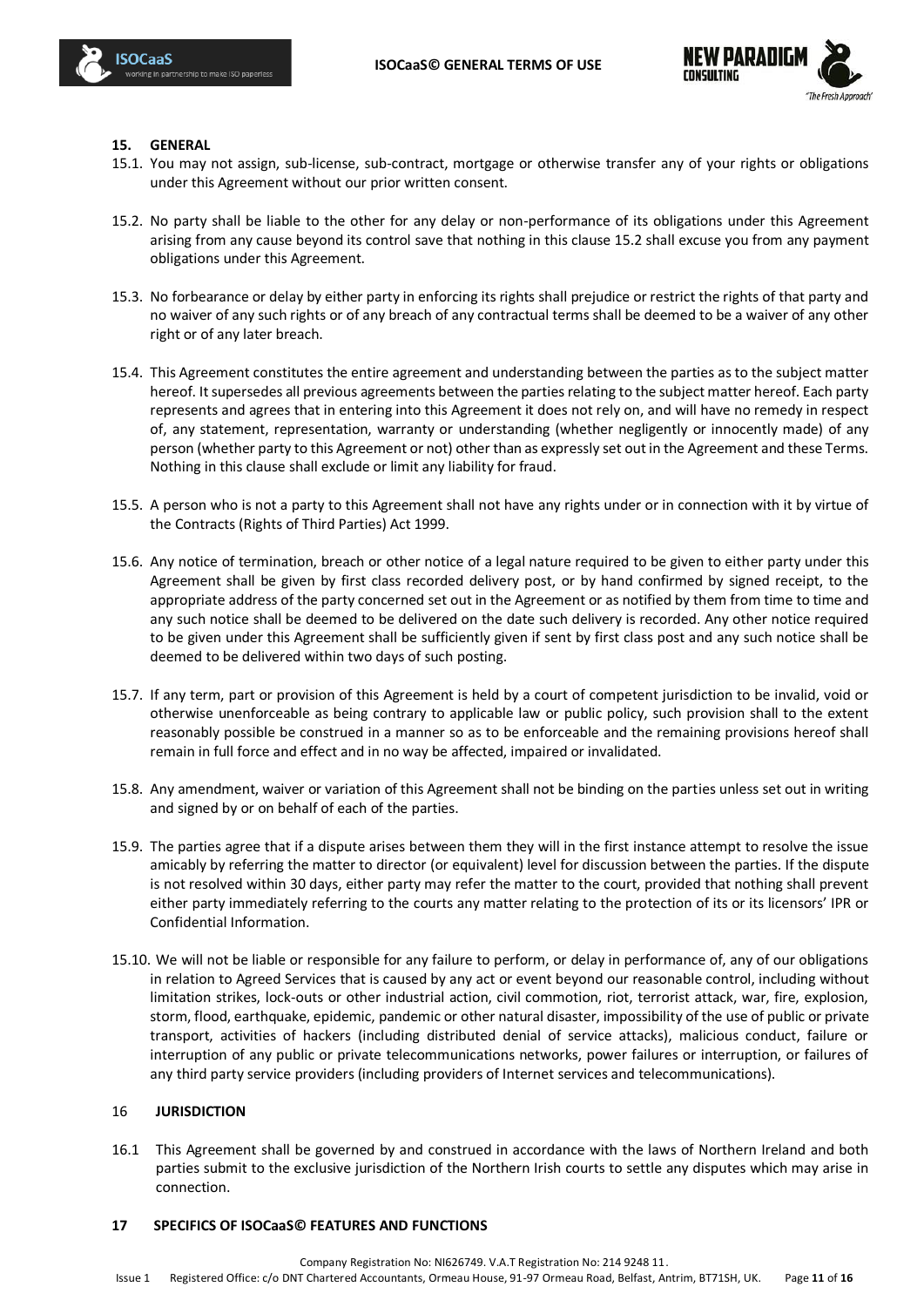## 15. GENERAL

15.1. You may not assign, sub-license, sub-contract, mortgage or otherwise transfer any of your rights or obligations under this Agreement without our prior written consent.

15.2. No party shall be liable to the other for any delay or non-performance of its obligations under this Agreement arising from any cause beyond its control save that nothing in this clause 15.2 shall excuse you from any payment obligations under this Agreement.

15.3. No forbearance or delay by either party in enforcing its rights shall prejudice or restrict the rights of that party and no waiver of any such rights or of any breach of any contractual terms shall be deemed to be a waiver of any other right or of any later breach.

15.4. This Agreement constitutes the entire agreement and understanding between the parties as to the subject matter hereof. It supersedes all previous agreements between the parties relating to the subject matter hereof. Each party represents and agrees that in entering into this Agreement it does not rely on, and will have no remedy in respect of, any statement, representation, warranty or understanding (whether negligently or innocently made) of any person (whether party to this Agreement or not) other than as expressly set out in the Agreement and these Terms. Nothing in this clause shall exclude or limit any liability for fraud.

15.5. A person who is not a party to this Agreement shall not have any rights under or in connection with it by virtue of the Contracts (Rights of Third Parties) Act 1999.

15.6. Any notice of termination, breach or other notice of a legal nature required to be given to either party under this Agreement shall be given by first class recorded delivery post, or by hand confirmed by signed receipt, to the appropriate address of the party concerned set out in the Agreement or as notified by them from time to time and any such notice shall be deemed to be delivered on the date such delivery is recorded. Any other notice required to be given under this Agreement shall be sufficiently given if sent by first class post and any such notice shall be deemed to be delivered within two days of such posting.

15.7. If any term, part or provision of this Agreement is held by a court of competent jurisdiction to be invalid, void or otherwise unenforceable as being contrary to applicable law or public policy, such provision shall to the extent reasonably possible be construed in a manner so as to be enforceable and the remaining provisions hereof shall remain in full force and effect and in no way be affected, impaired or invalidated.

15.8. Any amendment, waiver or variation of this Agreement shall not be binding on the parties unless set out in writing and signed by or on behalf of each of the parties.

15.9. The parties agree that if a dispute arises between them they will in the first instance attempt to resolve the issue amicably by referring the matter to director (or equivalent) level for discussion between the parties. If the dispute is not resolved within 30 days, either party may refer the matter to the court, provided that nothing shall prevent either party immediately referring to the courts any matter relating to the protection of its or its licensors' IPR or Confidential Information.

15.10. We will not be liable or responsible for any failure to perform, or delay in performance of, any of our obligations in relation to Agreed Services that is caused by any act or event beyond our reasonable control, including without limitation strikes, lock-outs or other industrial action, civil commotion, riot, terrorist attack, war, fire, explosion, storm, flood, earthquake, epidemic, pandemic or other natural disaster, impossibility of the use of public or private transport, activities of hackers (including distributed denial of service attacks), malicious conduct, failure or interruption of any public or private telecommunications networks, power failures or interruption, or failures of any third party service providers (including providers of Internet services and telecommunications).

## 16 JURISDICTION

16.1 This Agreement shall be governed by and construed in accordance with the laws of Northern Ireland and both parties submit to the exclusive jurisdiction of the Northern Irish courts to settle any disputes which may arise in connection.

## 17 SPECIFICS OF ISOCaaS© FEATURES AND FUNCTIONS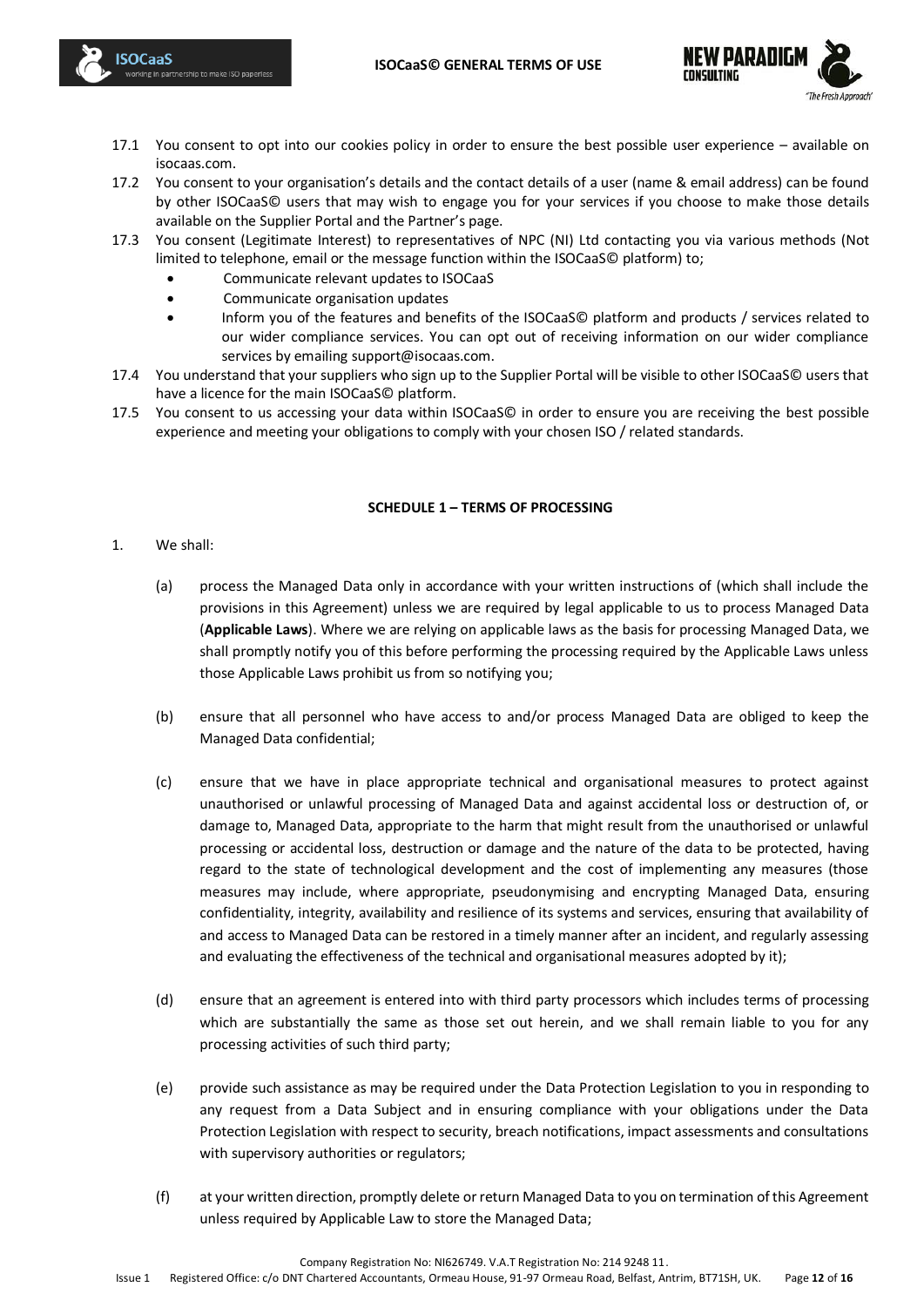17.1 You consent to opt into our cookies policy in order to ensure the best possible user experience – available on isocaas.com.

17.2 You consent to your organisation's details and the contact details of a user (name & email address) can be found by other ISOCaaS© users that may wish to engage you for your services if you choose to make those details available on the Supplier Portal and the Partner's page.

17.3 You consent (Legitimate Interest) to representatives of NPC (NI) Ltd contacting you via various methods (Not limited to telephone, email or the message function within the ISOCaaS© platform) to;

- Communicate relevant updates to ISOCaaS
- Communicate organisation updates
- Inform you of the features and benefits of the ISOCaaS© platform and products / services related to our wider compliance services. You can opt out of receiving information on our wider compliance services by emailing support@isocaas.com.

17.4 You understand that your suppliers who sign up to the Supplier Portal will be visible to other ISOCaaS© users that have a licence for the main ISOCaaS© platform.

17.5 You consent to us accessing your data within ISOCaaS© in order to ensure you are receiving the best possible experience and meeting your obligations to comply with your chosen ISO / related standards.

## SCHEDULE 1 – TERMS OF PROCESSING

1. We shall:

(a) process the Managed Data only in accordance with your written instructions of (which shall include the provisions in this Agreement) unless we are required by legal applicable to us to process Managed Data (**Applicable Laws**). Where we are relying on applicable laws as the basis for processing Managed Data, we shall promptly notify you of this before performing the processing required by the Applicable Laws unless those Applicable Laws prohibit us from so notifying you;

(b) ensure that all personnel who have access to and/or process Managed Data are obliged to keep the Managed Data confidential;

(c) ensure that we have in place appropriate technical and organisational measures to protect against unauthorised or unlawful processing of Managed Data and against accidental loss or destruction of, or damage to, Managed Data, appropriate to the harm that might result from the unauthorised or unlawful processing or accidental loss, destruction or damage and the nature of the data to be protected, having regard to the state of technological development and the cost of implementing any measures (those measures may include, where appropriate, pseudonymising and encrypting Managed Data, ensuring confidentiality, integrity, availability and resilience of its systems and services, ensuring that availability of and access to Managed Data can be restored in a timely manner after an incident, and regularly assessing and evaluating the effectiveness of the technical and organisational measures adopted by it);

(d) ensure that an agreement is entered into with third party processors which includes terms of processing which are substantially the same as those set out herein, and we shall remain liable to you for any processing activities of such third party;

(e) provide such assistance as may be required under the Data Protection Legislation to you in responding to any request from a Data Subject and in ensuring compliance with your obligations under the Data Protection Legislation with respect to security, breach notifications, impact assessments and consultations with supervisory authorities or regulators;

(f) at your written direction, promptly delete or return Managed Data to you on termination of this Agreement unless required by Applicable Law to store the Managed Data;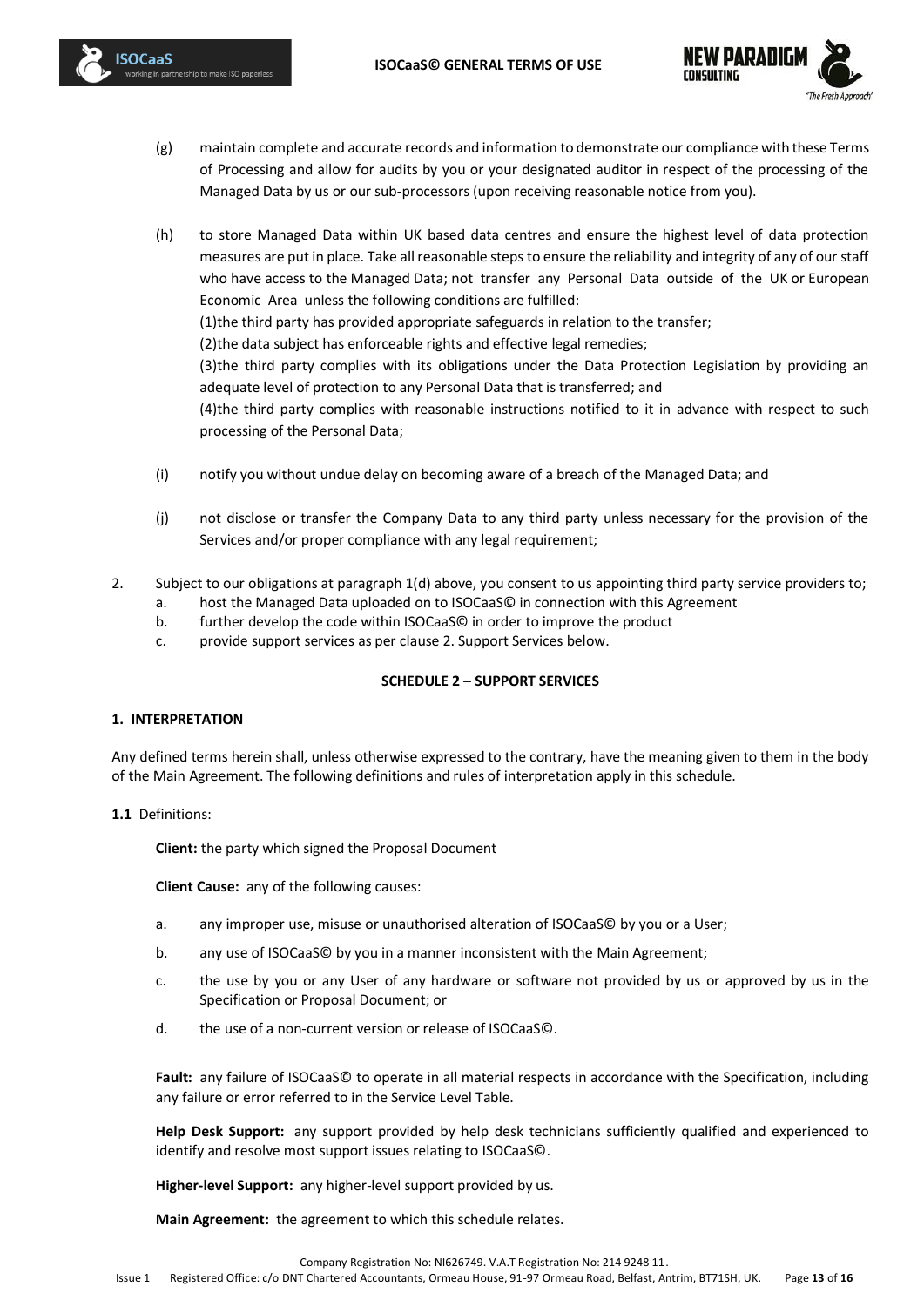(g) maintain complete and accurate records and information to demonstrate our compliance with these Terms of Processing and allow for audits by you or your designated auditor in respect of the processing of the Managed Data by us or our sub-processors (upon receiving reasonable notice from you).

(h) to store Managed Data within UK based data centres and ensure the highest level of data protection measures are put in place. Take all reasonable steps to ensure the reliability and integrity of any of our staff who have access to the Managed Data; not transfer any Personal Data outside of the UK or European Economic Area unless the following conditions are fulfilled:
(1)the third party has provided appropriate safeguards in relation to the transfer;
(2)the data subject has enforceable rights and effective legal remedies;
(3)the third party complies with its obligations under the Data Protection Legislation by providing an adequate level of protection to any Personal Data that is transferred; and
(4)the third party complies with reasonable instructions notified to it in advance with respect to such processing of the Personal Data;

(i) notify you without undue delay on becoming aware of a breach of the Managed Data; and

(j) not disclose or transfer the Company Data to any third party unless necessary for the provision of the Services and/or proper compliance with any legal requirement;

2. Subject to our obligations at paragraph 1(d) above, you consent to us appointing third party service providers to;
   a. host the Managed Data uploaded on to ISOCaaS© in connection with this Agreement
   b. further develop the code within ISOCaaS© in order to improve the product
   c. provide support services as per clause 2. Support Services below.

**SCHEDULE 2 – SUPPORT SERVICES**

**1. INTERPRETATION**

Any defined terms herein shall, unless otherwise expressed to the contrary, have the meaning given to them in the body of the Main Agreement. The following definitions and rules of interpretation apply in this schedule.

**1.1** Definitions:

**Client:** the party which signed the Proposal Document

**Client Cause:** any of the following causes:

a. any improper use, misuse or unauthorised alteration of ISOCaaS© by you or a User;

b. any use of ISOCaaS© by you in a manner inconsistent with the Main Agreement;

c. the use by you or any User of any hardware or software not provided by us or approved by us in the Specification or Proposal Document; or

d. the use of a non-current version or release of ISOCaaS©.

**Fault:** any failure of ISOCaaS© to operate in all material respects in accordance with the Specification, including any failure or error referred to in the Service Level Table.

**Help Desk Support:** any support provided by help desk technicians sufficiently qualified and experienced to identify and resolve most support issues relating to ISOCaaS©.

**Higher-level Support:** any higher-level support provided by us.

**Main Agreement:** the agreement to which this schedule relates.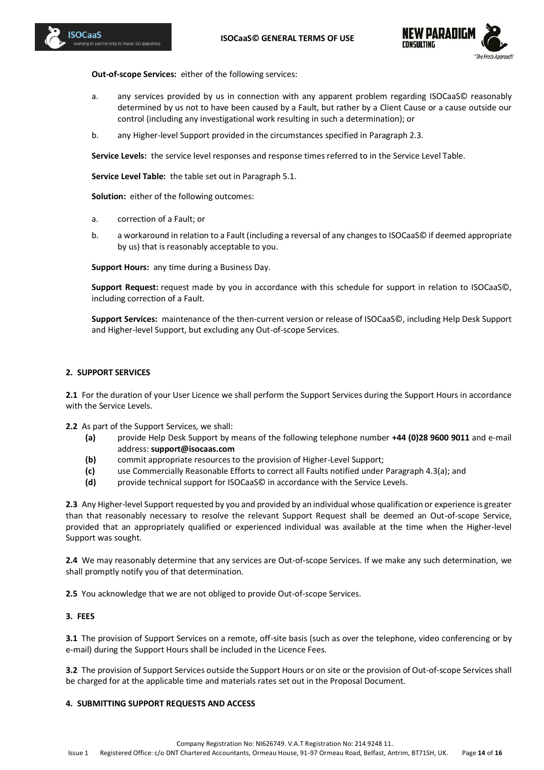**Out-of-scope Services:** either of the following services:

a. any services provided by us in connection with any apparent problem regarding ISOCaaS© reasonably determined by us not to have been caused by a Fault, but rather by a Client Cause or a cause outside our control (including any investigational work resulting in such a determination); or

b. any Higher-level Support provided in the circumstances specified in Paragraph 2.3.

**Service Levels:** the service level responses and response times referred to in the Service Level Table.

**Service Level Table:** the table set out in Paragraph 5.1.

**Solution:** either of the following outcomes:

a. correction of a Fault; or

b. a workaround in relation to a Fault (including a reversal of any changes to ISOCaaS© if deemed appropriate by us) that is reasonably acceptable to you.

**Support Hours:** any time during a Business Day.

**Support Request:** request made by you in accordance with this schedule for support in relation to ISOCaaS©, including correction of a Fault.

**Support Services:** maintenance of the then-current version or release of ISOCaaS©, including Help Desk Support and Higher-level Support, but excluding any Out-of-scope Services.

## 2. SUPPORT SERVICES

**2.1** For the duration of your User Licence we shall perform the Support Services during the Support Hours in accordance with the Service Levels.

**2.2** As part of the Support Services, we shall:

- **(a)** provide Help Desk Support by means of the following telephone number **+44 (0)28 9600 9011** and e-mail address: **support@isocaas.com**
- **(b)** commit appropriate resources to the provision of Higher-Level Support;
- **(c)** use Commercially Reasonable Efforts to correct all Faults notified under Paragraph 4.3(a); and
- **(d)** provide technical support for ISOCaaS© in accordance with the Service Levels.

**2.3** Any Higher-level Support requested by you and provided by an individual whose qualification or experience is greater than that reasonably necessary to resolve the relevant Support Request shall be deemed an Out-of-scope Service, provided that an appropriately qualified or experienced individual was available at the time when the Higher-level Support was sought.

**2.4** We may reasonably determine that any services are Out-of-scope Services. If we make any such determination, we shall promptly notify you of that determination.

**2.5** You acknowledge that we are not obliged to provide Out-of-scope Services.

## 3. FEES

**3.1** The provision of Support Services on a remote, off-site basis (such as over the telephone, video conferencing or by e-mail) during the Support Hours shall be included in the Licence Fees.

**3.2** The provision of Support Services outside the Support Hours or on site or the provision of Out-of-scope Services shall be charged for at the applicable time and materials rates set out in the Proposal Document.

## 4. SUBMITTING SUPPORT REQUESTS AND ACCESS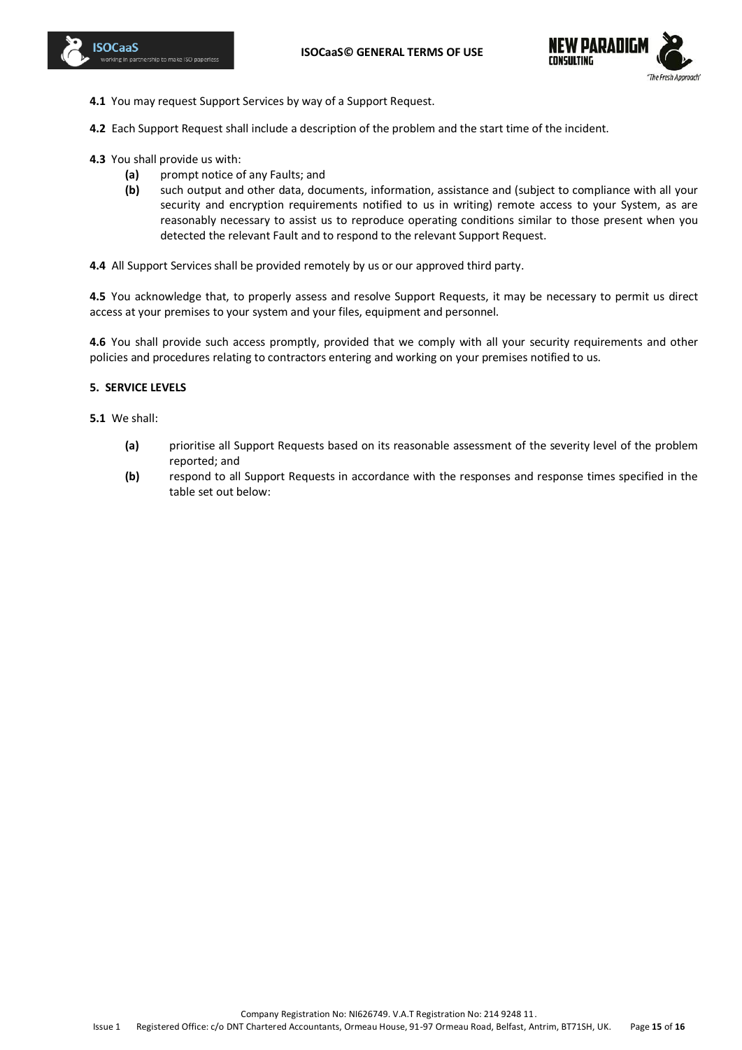**4.1** You may request Support Services by way of a Support Request.

**4.2** Each Support Request shall include a description of the problem and the start time of the incident.

**4.3** You shall provide us with:

- **(a)** prompt notice of any Faults; and
- **(b)** such output and other data, documents, information, assistance and (subject to compliance with all your security and encryption requirements notified to us in writing) remote access to your System, as are reasonably necessary to assist us to reproduce operating conditions similar to those present when you detected the relevant Fault and to respond to the relevant Support Request.

**4.4** All Support Services shall be provided remotely by us or our approved third party.

**4.5** You acknowledge that, to properly assess and resolve Support Requests, it may be necessary to permit us direct access at your premises to your system and your files, equipment and personnel.

**4.6** You shall provide such access promptly, provided that we comply with all your security requirements and other policies and procedures relating to contractors entering and working on your premises notified to us.

**5. SERVICE LEVELS**

**5.1** We shall:

- **(a)** prioritise all Support Requests based on its reasonable assessment of the severity level of the problem reported; and
- **(b)** respond to all Support Requests in accordance with the responses and response times specified in the table set out below: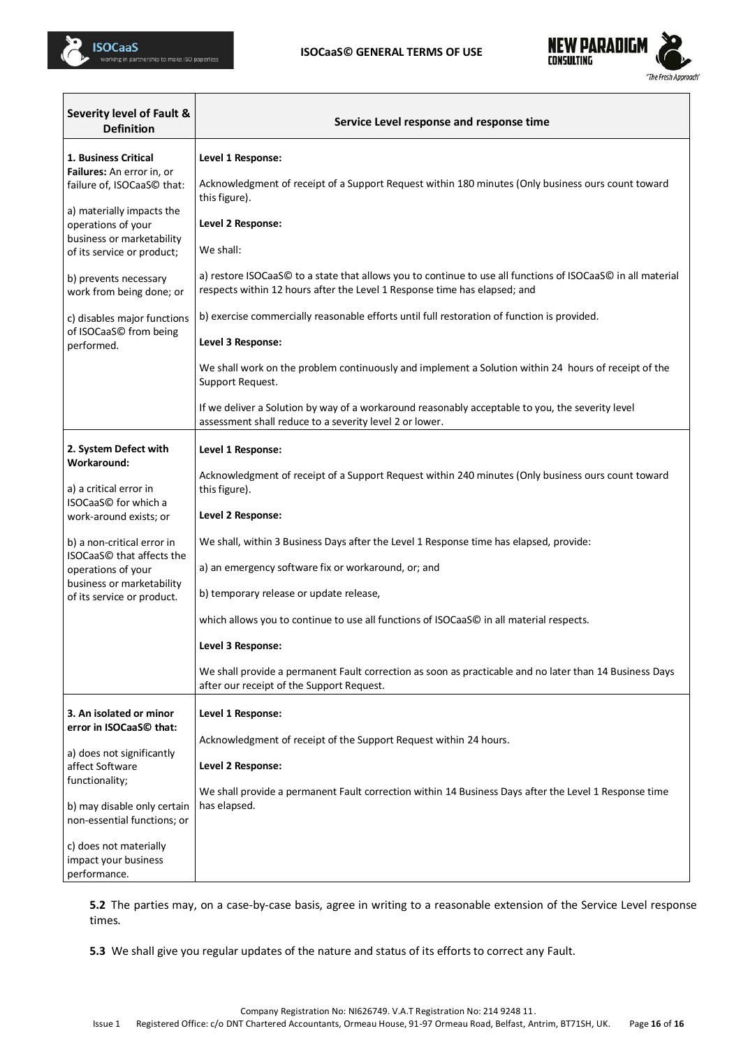| Severity level of Fault & Definition | Service Level response and response time |
| --- | --- |
| **1. Business Critical Failures:** An error in, or failure of, ISOCaaS© that:<br><br>a) materially impacts the operations of your business or marketability of its service or product;<br><br>b) prevents necessary work from being done; or<br><br>c) disables major functions of ISOCaaS© from being performed. | **Level 1 Response:**<br><br>Acknowledgment of receipt of a Support Request within 180 minutes (Only business ours count toward this figure).<br><br>**Level 2 Response:**<br><br>We shall:<br><br>a) restore ISOCaaS© to a state that allows you to continue to use all functions of ISOCaaS© in all material respects within 12 hours after the Level 1 Response time has elapsed; and<br><br>b) exercise commercially reasonable efforts until full restoration of function is provided.<br><br>**Level 3 Response:**<br><br>We shall work on the problem continuously and implement a Solution within 24 hours of receipt of the Support Request.<br><br>If we deliver a Solution by way of a workaround reasonably acceptable to you, the severity level assessment shall reduce to a severity level 2 or lower. |
| **2. System Defect with Workaround:**<br><br>a) a critical error in ISOCaaS© for which a work-around exists; or<br><br>b) a non-critical error in ISOCaaS© that affects the operations of your business or marketability of its service or product. | **Level 1 Response:**<br><br>Acknowledgment of receipt of a Support Request within 240 minutes (Only business ours count toward this figure).<br><br>**Level 2 Response:**<br><br>We shall, within 3 Business Days after the Level 1 Response time has elapsed, provide:<br><br>a) an emergency software fix or workaround, or; and<br><br>b) temporary release or update release,<br><br>which allows you to continue to use all functions of ISOCaaS© in all material respects.<br><br>**Level 3 Response:**<br><br>We shall provide a permanent Fault correction as soon as practicable and no later than 14 Business Days after our receipt of the Support Request. |
| **3. An isolated or minor error in ISOCaaS© that:**<br><br>a) does not significantly affect Software functionality;<br><br>b) may disable only certain non-essential functions; or<br><br>c) does not materially impact your business performance. | **Level 1 Response:**<br><br>Acknowledgment of receipt of the Support Request within 24 hours.<br><br>**Level 2 Response:**<br><br>We shall provide a permanent Fault correction within 14 Business Days after the Level 1 Response time has elapsed. |

**5.2** The parties may, on a case-by-case basis, agree in writing to a reasonable extension of the Service Level response times.

**5.3** We shall give you regular updates of the nature and status of its efforts to correct any Fault.